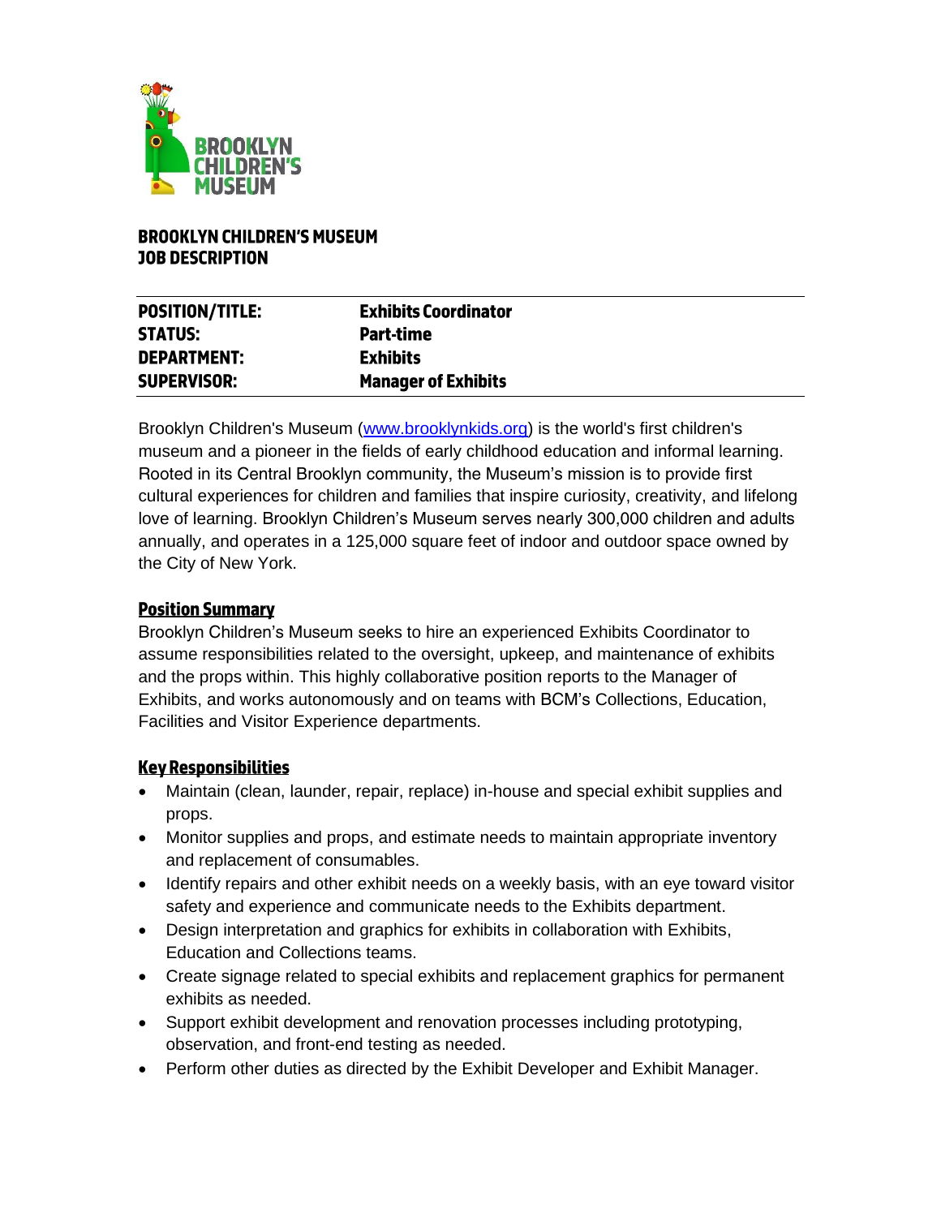**BROOKLYN CHILDREN'S MUSEUM**
**JOB DESCRIPTION**

| | |
|---|---|
| **POSITION/TITLE:** | **Exhibits Coordinator** |
| **STATUS:** | **Part-time** |
| **DEPARTMENT:** | **Exhibits** |
| **SUPERVISOR:** | **Manager of Exhibits** |

Brooklyn Children's Museum (www.brooklynkids.org) is the world's first children's museum and a pioneer in the fields of early childhood education and informal learning. Rooted in its Central Brooklyn community, the Museum's mission is to provide first cultural experiences for children and families that inspire curiosity, creativity, and lifelong love of learning. Brooklyn Children's Museum serves nearly 300,000 children and adults annually, and operates in a 125,000 square feet of indoor and outdoor space owned by the City of New York.

## Position Summary

Brooklyn Children's Museum seeks to hire an experienced Exhibits Coordinator to assume responsibilities related to the oversight, upkeep, and maintenance of exhibits and the props within. This highly collaborative position reports to the Manager of Exhibits, and works autonomously and on teams with BCM's Collections, Education, Facilities and Visitor Experience departments.

## Key Responsibilities

- Maintain (clean, launder, repair, replace) in-house and special exhibit supplies and props.
- Monitor supplies and props, and estimate needs to maintain appropriate inventory and replacement of consumables.
- Identify repairs and other exhibit needs on a weekly basis, with an eye toward visitor safety and experience and communicate needs to the Exhibits department.
- Design interpretation and graphics for exhibits in collaboration with Exhibits, Education and Collections teams.
- Create signage related to special exhibits and replacement graphics for permanent exhibits as needed.
- Support exhibit development and renovation processes including prototyping, observation, and front-end testing as needed.
- Perform other duties as directed by the Exhibit Developer and Exhibit Manager.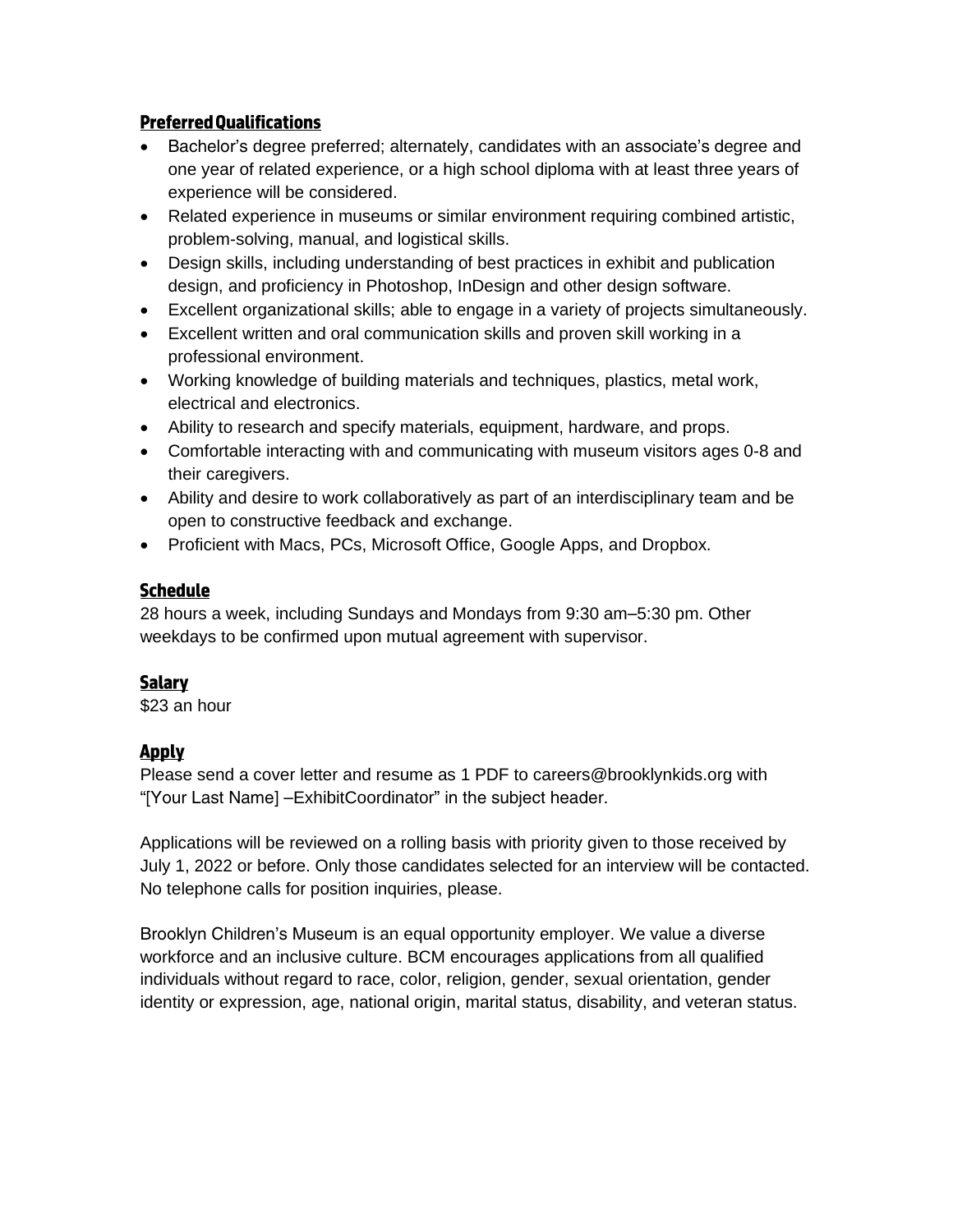## Preferred Qualifications

- Bachelor's degree preferred; alternately, candidates with an associate's degree and one year of related experience, or a high school diploma with at least three years of experience will be considered.
- Related experience in museums or similar environment requiring combined artistic, problem-solving, manual, and logistical skills.
- Design skills, including understanding of best practices in exhibit and publication design, and proficiency in Photoshop, InDesign and other design software.
- Excellent organizational skills; able to engage in a variety of projects simultaneously.
- Excellent written and oral communication skills and proven skill working in a professional environment.
- Working knowledge of building materials and techniques, plastics, metal work, electrical and electronics.
- Ability to research and specify materials, equipment, hardware, and props.
- Comfortable interacting with and communicating with museum visitors ages 0-8 and their caregivers.
- Ability and desire to work collaboratively as part of an interdisciplinary team and be open to constructive feedback and exchange.
- Proficient with Macs, PCs, Microsoft Office, Google Apps, and Dropbox.

## Schedule

28 hours a week, including Sundays and Mondays from 9:30 am–5:30 pm. Other weekdays to be confirmed upon mutual agreement with supervisor.

## Salary

$23 an hour

## Apply

Please send a cover letter and resume as 1 PDF to careers@brooklynkids.org with "[Your Last Name] –ExhibitCoordinator" in the subject header.

Applications will be reviewed on a rolling basis with priority given to those received by July 1, 2022 or before. Only those candidates selected for an interview will be contacted. No telephone calls for position inquiries, please.

Brooklyn Children's Museum is an equal opportunity employer. We value a diverse workforce and an inclusive culture. BCM encourages applications from all qualified individuals without regard to race, color, religion, gender, sexual orientation, gender identity or expression, age, national origin, marital status, disability, and veteran status.